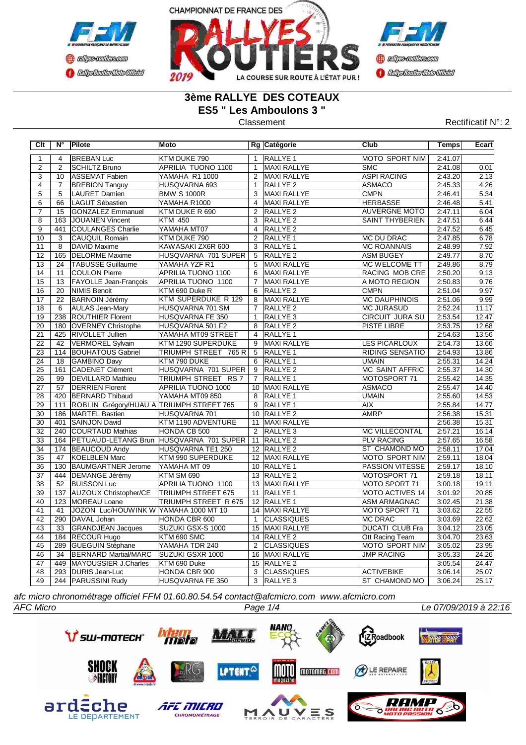# 3ème RALLYE DES COTEAUX

## ES5 " Les Amboulons 3 "

Classement

Rectificatif N°: 2

| Clt | N° | Pilote | Moto | Rg | Catégorie | Club | Temps | Ecart |
|---|---|---|---|---|---|---|---|---|
| 1 | 4 | BREBAN Luc | KTM DUKE 790 | 1 | RALLYE 1 | MOTO SPORT NIM | 2:41.07 | |
| 2 | 2 | SCHILTZ Bruno | APRILIA TUONO 1100 | 1 | MAXI RALLYE | SMC | 2:41.08 | 0.01 |
| 3 | 10 | ASSEMAT Fabien | YAMAHA R1 1000 | 2 | MAXI RALLYE | ASPI RACING | 2:43.20 | 2.13 |
| 4 | 7 | BREBION Tanguy | HUSQVARNA 693 | 1 | RALLYE 2 | ASMACO | 2:45.33 | 4.26 |
| 5 | 5 | LAURET Damien | BMW S 1000R | 3 | MAXI RALLYE | CMPN | 2:46.41 | 5.34 |
| 6 | 66 | LAGUT Sébastien | YAMAHA R1000 | 4 | MAXI RALLYE | HERBASSE | 2:46.48 | 5.41 |
| 7 | 15 | GONZALEZ Emmanuel | KTM DUKE R 690 | 2 | RALLYE 2 | AUVERGNE MOTO | 2:47.11 | 6.04 |
| 8 | 163 | JOUANEN Vincent | KTM 450 | 3 | RALLYE 2 | SAINT THYBERIEN | 2:47.51 | 6.44 |
| 9 | 441 | COULANGES Charlie | YAMAHA MT07 | 4 | RALLYE 2 | | 2:47.52 | 6.45 |
| 10 | 3 | CAUQUIL Romain | KTM DUKE 790 | 2 | RALLYE 1 | MC DU DRAC | 2:47.85 | 6.78 |
| 11 | 8 | DAVID Maxime | KAWASAKI ZX6R 600 | 3 | RALLYE 1 | MC ROANNAIS | 2:48.99 | 7.92 |
| 12 | 165 | DELORME Maxime | HUSQVARNA 701 SUPER | 5 | RALLYE 2 | ASM BUGEY | 2:49.77 | 8.70 |
| 13 | 24 | TABUSSE Guillaume | YAMAHA YZF R1 | 5 | MAXI RALLYE | MC WELCOME TT | 2:49.86 | 8.79 |
| 14 | 11 | COULON Pierre | APRILIA TUONO 1100 | 6 | MAXI RALLYE | RACING MOB CRE | 2:50.20 | 9.13 |
| 15 | 13 | FAYOLLE Jean-François | APRILIA TUONO 1100 | 7 | MAXI RALLYE | A MOTO REGION | 2:50.83 | 9.76 |
| 16 | 20 | NIMIS Benoit | KTM 690 Duke R | 6 | RALLYE 2 | CMPN | 2:51.04 | 9.97 |
| 17 | 22 | BARNOIN Jérémy | KTM SUPERDUKE R 129 | 8 | MAXI RALLYE | MC DAUPHINOIS | 2:51.06 | 9.99 |
| 18 | 6 | AULAS Jean-Mary | HUSQVARNA 701 SM | 7 | RALLYE 2 | MC JURASUD | 2:52.24 | 11.17 |
| 19 | 238 | ROUTHIER Florent | HUSQVARNA FE 350 | 1 | RALLYE 3 | CIRCUIT JURA SU | 2:53.54 | 12.47 |
| 20 | 180 | OVERNEY Christophe | HUSQVARNA 501 F2 | 8 | RALLYE 2 | PISTE LIBRE | 2:53.75 | 12.68 |
| 21 | 425 | RIVOLLET Jullien | YAMAHA MT09 STREET | 4 | RALLYE 1 | | 2:54.63 | 13.56 |
| 22 | 42 | VERMOREL Sylvain | KTM 1290 SUPERDUKE | 9 | MAXI RALLYE | LES PICARLOUX | 2:54.73 | 13.66 |
| 23 | 114 | BOUHATOUS Gabriel | TRIUMPH STREET 765 R | 5 | RALLYE 1 | RIDING SENSATIO | 2:54.93 | 13.86 |
| 24 | 18 | GAMBINO Davy | KTM 790 DUKE | 6 | RALLYE 1 | UMAIN | 2:55.31 | 14.24 |
| 25 | 161 | CADENET Clément | HUSQVARNA 701 SUPER | 9 | RALLYE 2 | MC SAINT AFFRIC | 2:55.37 | 14.30 |
| 26 | 99 | DEVILLARD Mathieu | TRIUMPH STREET RS 7 | 7 | RALLYE 1 | MOTOSPORT 71 | 2:55.42 | 14.35 |
| 27 | 57 | DERRIEN Florent | APRILIA TUONO 1000 | 10 | MAXI RALLYE | ASMACO | 2:55.47 | 14.40 |
| 28 | 420 | BERNARD Thibaud | YAMAHA MT09 850 | 8 | RALLYE 1 | UMAIN | 2:55.60 | 14.53 |
| 29 | 111 | ROBLIN Grégory/HUAU A | TRIUMPH STREET 765 | 9 | RALLYE 1 | AIX | 2:55.84 | 14.77 |
| 30 | 186 | MARTEL Bastien | HUSQVARNA 701 | 10 | RALLYE 2 | AMRP | 2:56.38 | 15.31 |
| 30 | 401 | SAINJON David | KTM 1190 ADVENTURE | 11 | MAXI RALLYE | | 2:56.38 | 15.31 |
| 32 | 240 | COURTAUD Mathias | HONDA CB 500 | 2 | RALLYE 3 | MC VILLECONTAL | 2:57.21 | 16.14 |
| 33 | 164 | PETUAUD-LETANG Brun | HUSQVARNA 701 SUPER | 11 | RALLYE 2 | PLV RACING | 2:57.65 | 16.58 |
| 34 | 174 | BEAUCOUD Andy | HUSQVARNA TE1 250 | 12 | RALLYE 2 | ST CHAMOND MO | 2:58.11 | 17.04 |
| 35 | 47 | KOELBLEN Marc | KTM 990 SUPERDUKE | 12 | MAXI RALLYE | MOTO SPORT NIM | 2:59.11 | 18.04 |
| 36 | 130 | BAUMGARTNER Jerome | YAMAHA MT 09 | 10 | RALLYE 1 | PASSION VITESSE | 2:59.17 | 18.10 |
| 37 | 444 | DEMANGE Jérémy | KTM SM 690 | 13 | RALLYE 2 | MOTOSPORT 71 | 2:59.18 | 18.11 |
| 38 | 52 | BUISSON Luc | APRILIA TUONO 1100 | 13 | MAXI RALLYE | MOTO SPORT 71 | 3:00.18 | 19.11 |
| 39 | 137 | AUZOUX Christopher/CE | TRIUMPH STREET 675 | 11 | RALLYE 1 | MOTO ACTIVES 14 | 3:01.92 | 20.85 |
| 40 | 123 | MOREAU Loane | TRIUMPH STREET R 675 | 12 | RALLYE 1 | ASM ARMAGNAC | 3:02.45 | 21.38 |
| 41 | 41 | JOZON Luc/HOUWINK W | YAMAHA 1000 MT 10 | 14 | MAXI RALLYE | MOTO SPORT 71 | 3:03.62 | 22.55 |
| 42 | 290 | DAVAL Johan | HONDA CBR 600 | 1 | CLASSIQUES | MC DRAC | 3:03.69 | 22.62 |
| 43 | 33 | GRANDJEAN Jacques | SUZUKI GSX-S 1000 | 15 | MAXI RALLYE | DUCATI CLUB Fra | 3:04.12 | 23.05 |
| 44 | 184 | RECOUR Hugo | KTM 690 SMC | 14 | RALLYE 2 | Ott Racing Team | 3:04.70 | 23.63 |
| 45 | 289 | GUEGUIN Stéphane | YAMAHA TDR 240 | 2 | CLASSIQUES | MOTO SPORT NIM | 3:05.02 | 23.95 |
| 46 | 34 | BERNARD Martial/MARC | SUZUKI GSXR 1000 | 16 | MAXI RALLYE | JMP RACING | 3:05.33 | 24.26 |
| 47 | 449 | MAYOUSSIER J.Charles | KTM 690 Duke | 15 | RALLYE 2 | | 3:05.54 | 24.47 |
| 48 | 293 | DURIS Jean-Luc | HONDA CBR 900 | 3 | CLASSIQUES | ACTIVEBIKE | 3:06.14 | 25.07 |
| 49 | 244 | PARUSSINI Rudy | HUSQVARNA FE 350 | 3 | RALLYE 3 | ST CHAMOND MO | 3:06.24 | 25.17 |

*afc micro chronométrage officiel FFM 01.60.80.54.54 contact@afcmicro.com www.afcmicro.com*

*AFC Micro* — *Le 07/09/2019 à 22:16*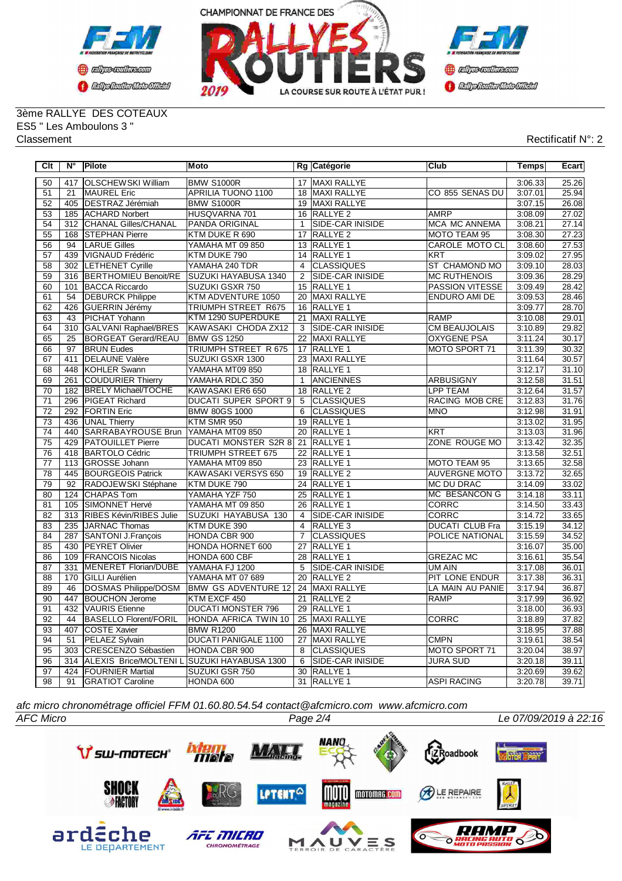CHAMPIONNAT DE FRANCE DES RALLYES ROUTIERS 2019 — LA COURSE SUR ROUTE À L'ÉTAT PUR !

3ème RALLYE DES COTEAUX
ES5 " Les Amboulons 3 "
Classement

Rectificatif N°: 2

| Clt | N° | Pilote | Moto | Rg | Catégorie | Club | Temps | Ecart |
|---|---|---|---|---|---|---|---|---|
| 50 | 417 | OLSCHEWSKI William | BMW S1000R | 17 | MAXI RALLYE | | 3:06.33 | 25.26 |
| 51 | 21 | MAUREL Eric | APRILIA TUONO 1100 | 18 | MAXI RALLYE | CO 855 SENAS DU | 3:07.01 | 25.94 |
| 52 | 405 | DESTRAZ Jérémiah | BMW S1000R | 19 | MAXI RALLYE | | 3:07.15 | 26.08 |
| 53 | 185 | ACHARD Norbert | HUSQVARNA 701 | 16 | RALLYE 2 | AMRP | 3:08.09 | 27.02 |
| 54 | 312 | CHANAL Gilles/CHANAL | PANDA ORIGINAL | 1 | SIDE-CAR INISIDE | MCA MC ANNEMA | 3:08.21 | 27.14 |
| 55 | 168 | STEPHAN Pierre | KTM DUKE R 690 | 17 | RALLYE 2 | MOTO TEAM 95 | 3:08.30 | 27.23 |
| 56 | 94 | LARUE Gilles | YAMAHA MT 09 850 | 13 | RALLYE 1 | CAROLE MOTO CL | 3:08.60 | 27.53 |
| 57 | 439 | VIGNAUD Frédéric | KTM DUKE 790 | 14 | RALLYE 1 | KRT | 3:09.02 | 27.95 |
| 58 | 302 | LETHENET Cyrille | YAMAHA 240 TDR | 4 | CLASSIQUES | ST CHAMOND MO | 3:09.10 | 28.03 |
| 59 | 316 | BERTHOMIEU Benoit/RE | SUZUKI HAYABUSA 1340 | 2 | SIDE-CAR INISIDE | MC RUTHENOIS | 3:09.36 | 28.29 |
| 60 | 101 | BACCA Riccardo | SUZUKI GSXR 750 | 15 | RALLYE 1 | PASSION VITESSE | 3:09.49 | 28.42 |
| 61 | 54 | DEBURCK Philippe | KTM ADVENTURE 1050 | 20 | MAXI RALLYE | ENDURO AMI DE | 3:09.53 | 28.46 |
| 62 | 426 | GUERRIN Jérémy | TRIUMPH STREET R675 | 16 | RALLYE 1 | | 3:09.77 | 28.70 |
| 63 | 43 | PICHAT Yohann | KTM 1290 SUPERDUKE | 21 | MAXI RALLYE | RAMP | 3:10.08 | 29.01 |
| 64 | 310 | GALVANI Raphael/BRES | KAWASAKI CHODA ZX12 | 3 | SIDE-CAR INISIDE | CM BEAUJOLAIS | 3:10.89 | 29.82 |
| 65 | 25 | BORGEAT Gerard/REAU | BMW GS 1250 | 22 | MAXI RALLYE | OXYGENE PSA | 3:11.24 | 30.17 |
| 66 | 97 | BRUN Eudes | TRIUMPH STREET R 675 | 17 | RALLYE 1 | MOTO SPORT 71 | 3:11.39 | 30.32 |
| 67 | 411 | DELAUNE Valère | SUZUKI GSXR 1300 | 23 | MAXI RALLYE | | 3:11.64 | 30.57 |
| 68 | 448 | KOHLER Swann | YAMAHA MT09 850 | 18 | RALLYE 1 | | 3:12.17 | 31.10 |
| 69 | 261 | COUDURIER Thierry | YAMAHA RDLC 350 | 1 | ANCIENNES | ARBUSIGNY | 3:12.58 | 31.51 |
| 70 | 182 | BRELY Michaël/TOCHE | KAWASAKI ER6 650 | 18 | RALLYE 2 | LPP TEAM | 3:12.64 | 31.57 |
| 71 | 296 | PIGEAT Richard | DUCATI SUPER SPORT 9 | 5 | CLASSIQUES | RACING MOB CRE | 3:12.83 | 31.76 |
| 72 | 292 | FORTIN Eric | BMW 80GS 1000 | 6 | CLASSIQUES | MNO | 3:12.98 | 31.91 |
| 73 | 436 | UNAL Thierry | KTM SMR 950 | 19 | RALLYE 1 | | 3:13.02 | 31.95 |
| 74 | 440 | SARRABAYROUSE Brun | YAMAHA MT09 850 | 20 | RALLYE 1 | KRT | 3:13.03 | 31.96 |
| 75 | 429 | PATOUILLET Pierre | DUCATI MONSTER S2R 8 | 21 | RALLYE 1 | ZONE ROUGE MO | 3:13.42 | 32.35 |
| 76 | 418 | BARTOLO Cédric | TRIUMPH STREET 675 | 22 | RALLYE 1 | | 3:13.58 | 32.51 |
| 77 | 113 | GROSSE Johann | YAMAHA MT09 850 | 23 | RALLYE 1 | MOTO TEAM 95 | 3:13.65 | 32.58 |
| 78 | 445 | BOURGEOIS Patrick | KAWASAKI VERSYS 650 | 19 | RALLYE 2 | AUVERGNE MOTO | 3:13.72 | 32.65 |
| 79 | 92 | RADOJEWSKI Stéphane | KTM DUKE 790 | 24 | RALLYE 1 | MC DU DRAC | 3:14.09 | 33.02 |
| 80 | 124 | CHAPAS Tom | YAMAHA YZF 750 | 25 | RALLYE 1 | MC BESANCON G | 3:14.18 | 33.11 |
| 81 | 105 | SIMONNET Hervé | YAMAHA MT 09 850 | 26 | RALLYE 1 | CORRC | 3:14.50 | 33.43 |
| 82 | 313 | RIBES Kévin/RIBES Julie | SUZUKI HAYABUSA 130 | 4 | SIDE-CAR INISIDE | CORRC | 3:14.72 | 33.65 |
| 83 | 235 | JARNAC Thomas | KTM DUKE 390 | 4 | RALLYE 3 | DUCATI CLUB Fra | 3:15.19 | 34.12 |
| 84 | 287 | SANTONI J.François | HONDA CBR 900 | 7 | CLASSIQUES | POLICE NATIONAL | 3:15.59 | 34.52 |
| 85 | 430 | PEYRET Olivier | HONDA HORNET 600 | 27 | RALLYE 1 | | 3:16.07 | 35.00 |
| 86 | 109 | FRANCOIS Nicolas | HONDA 600 CBF | 28 | RALLYE 1 | GREZAC MC | 3:16.61 | 35.54 |
| 87 | 331 | MENERET Florian/DUBE | YAMAHA FJ 1200 | 5 | SIDE-CAR INISIDE | UM AIN | 3:17.08 | 36.01 |
| 88 | 170 | GILLI Aurélien | YAMAHA MT 07 689 | 20 | RALLYE 2 | PIT LONE ENDUR | 3:17.38 | 36.31 |
| 89 | 46 | DOSMAS Philippe/DOSM | BMW GS ADVENTURE 12 | 24 | MAXI RALLYE | LA MAIN AU PANIE | 3:17.94 | 36.87 |
| 90 | 447 | BOUCHON Jerome | KTM EXCF 450 | 21 | RALLYE 2 | RAMP | 3:17.99 | 36.92 |
| 91 | 432 | VAURIS Etienne | DUCATI MONSTER 796 | 29 | RALLYE 1 | | 3:18.00 | 36.93 |
| 92 | 44 | BASELLO Florent/FORIL | HONDA AFRICA TWIN 10 | 25 | MAXI RALLYE | CORRC | 3:18.89 | 37.82 |
| 93 | 407 | COSTE Xavier | BMW R1200 | 26 | MAXI RALLYE | | 3:18.95 | 37.88 |
| 94 | 51 | PELAEZ Sylvain | DUCATI PANIGALE 1100 | 27 | MAXI RALLYE | CMPN | 3:19.61 | 38.54 |
| 95 | 303 | CRESCENZO Sébastien | HONDA CBR 900 | 8 | CLASSIQUES | MOTO SPORT 71 | 3:20.04 | 38.97 |
| 96 | 314 | ALEXIS Brice/MOLTENI L | SUZUKI HAYABUSA 1300 | 6 | SIDE-CAR INISIDE | JURA SUD | 3:20.18 | 39.11 |
| 97 | 424 | FOURNIER Martial | SUZUKI GSR 750 | 30 | RALLYE 1 | | 3:20.69 | 39.62 |
| 98 | 91 | GRATIOT Caroline | HONDA 600 | 31 | RALLYE 1 | ASPI RACING | 3:20.78 | 39.71 |

*afc micro chronométrage officiel FFM 01.60.80.54.54 contact@afcmicro.com www.afcmicro.com*

*AFC Micro* — *Le 07/09/2019 à 22:16*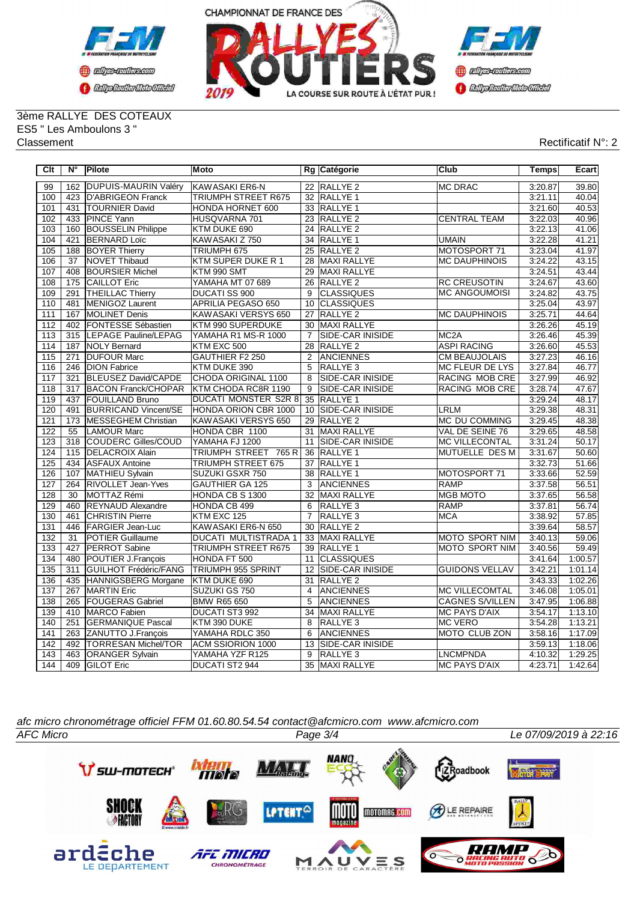3ème RALLYE DES COTEAUX
ES5 " Les Amboulons 3 "
Classement

Rectificatif N°: 2

| Clt | N° | Pilote | Moto | Rg | Catégorie | Club | Temps | Ecart |
|---|---|---|---|---|---|---|---|---|
| 99 | 162 | DUPUIS-MAURIN Valéry | KAWASAKI ER6-N | 22 | RALLYE 2 | MC DRAC | 3:20.87 | 39.80 |
| 100 | 423 | D'ABRIGEON Franck | TRIUMPH STREET R675 | 32 | RALLYE 1 | | 3:21.11 | 40.04 |
| 101 | 431 | TOURNIER David | HONDA HORNET 600 | 33 | RALLYE 1 | | 3:21.60 | 40.53 |
| 102 | 433 | PINCE Yann | HUSQVARNA 701 | 23 | RALLYE 2 | CENTRAL TEAM | 3:22.03 | 40.96 |
| 103 | 160 | BOUSSELIN Philippe | KTM DUKE 690 | 24 | RALLYE 2 | | 3:22.13 | 41.06 |
| 104 | 421 | BERNARD Loïc | KAWASAKI Z 750 | 34 | RALLYE 1 | UMAIN | 3:22.28 | 41.21 |
| 105 | 188 | BOYER Thierry | TRIUMPH 675 | 25 | RALLYE 2 | MOTOSPORT 71 | 3:23.04 | 41.97 |
| 106 | 37 | NOVET Thibaud | KTM SUPER DUKE R 1 | 28 | MAXI RALLYE | MC DAUPHINOIS | 3:24.22 | 43.15 |
| 107 | 408 | BOURSIER Michel | KTM 990 SMT | 29 | MAXI RALLYE | | 3:24.51 | 43.44 |
| 108 | 175 | CAILLOT Eric | YAMAHA MT 07 689 | 26 | RALLYE 2 | RC CREUSOTIN | 3:24.67 | 43.60 |
| 109 | 291 | THEILLAC Thierry | DUCATI SS 900 | 9 | CLASSIQUES | MC ANGOUMOISI | 3:24.82 | 43.75 |
| 110 | 481 | MENIGOZ Laurent | APRILIA PEGASO 650 | 10 | CLASSIQUES | | 3:25.04 | 43.97 |
| 111 | 167 | MOLINET Denis | KAWASAKI VERSYS 650 | 27 | RALLYE 2 | MC DAUPHINOIS | 3:25.71 | 44.64 |
| 112 | 402 | FONTESSE Sébastien | KTM 990 SUPERDUKE | 30 | MAXI RALLYE | | 3:26.26 | 45.19 |
| 113 | 315 | LEPAGE Pauline/LEPAG | YAMAHA R1 MS-R 1000 | 7 | SIDE-CAR INISIDE | MC2A | 3:26.46 | 45.39 |
| 114 | 187 | NOLY Bernard | KTM EXC 500 | 28 | RALLYE 2 | ASPI RACING | 3:26.60 | 45.53 |
| 115 | 271 | DUFOUR Marc | GAUTHIER F2 250 | 2 | ANCIENNES | CM BEAUJOLAIS | 3:27.23 | 46.16 |
| 116 | 246 | DION Fabrice | KTM DUKE 390 | 5 | RALLYE 3 | MC FLEUR DE LYS | 3:27.84 | 46.77 |
| 117 | 321 | BLEUSEZ David/CAPDE | CHODA ORIGINAL 1100 | 8 | SIDE-CAR INISIDE | RACING MOB CRE | 3:27.99 | 46.92 |
| 118 | 317 | BACON Franck/CHOPAR | KTM CHODA RC8R 1190 | 9 | SIDE-CAR INISIDE | RACING MOB CRE | 3:28.74 | 47.67 |
| 119 | 437 | FOUILLAND Bruno | DUCATI MONSTER S2R 8 | 35 | RALLYE 1 | | 3:29.24 | 48.17 |
| 120 | 491 | BURRICAND Vincent/SE | HONDA ORION CBR 1000 | 10 | SIDE-CAR INISIDE | LRLM | 3:29.38 | 48.31 |
| 121 | 173 | MESSEGHEM Christian | KAWASAKI VERSYS 650 | 29 | RALLYE 2 | MC DU COMMING | 3:29.45 | 48.38 |
| 122 | 55 | LAMOUR Marc | HONDA CBR 1100 | 31 | MAXI RALLYE | VAL DE SEINE 76 | 3:29.65 | 48.58 |
| 123 | 318 | COUDERC Gilles/COUD | YAMAHA FJ 1200 | 11 | SIDE-CAR INISIDE | MC VILLECONTAL | 3:31.24 | 50.17 |
| 124 | 115 | DELACROIX Alain | TRIUMPH STREET 765 R | 36 | RALLYE 1 | MUTUELLE DES M | 3:31.67 | 50.60 |
| 125 | 434 | ASFAUX Antoine | TRIUMPH STREET 675 | 37 | RALLYE 1 | | 3:32.73 | 51.66 |
| 126 | 107 | MATHIEU Sylvain | SUZUKI GSXR 750 | 38 | RALLYE 1 | MOTOSPORT 71 | 3:33.66 | 52.59 |
| 127 | 264 | RIVOLLET Jean-Yves | GAUTHIER GA 125 | 3 | ANCIENNES | RAMP | 3:37.58 | 56.51 |
| 128 | 30 | MOTTAZ Rémi | HONDA CB S 1300 | 32 | MAXI RALLYE | MGB MOTO | 3:37.65 | 56.58 |
| 129 | 460 | REYNAUD Alexandre | HONDA CB 499 | 6 | RALLYE 3 | RAMP | 3:37.81 | 56.74 |
| 130 | 461 | CHRISTIN Pierre | KTM EXC 125 | 7 | RALLYE 3 | MCA | 3:38.92 | 57.85 |
| 131 | 446 | FARGIER Jean-Luc | KAWASAKI ER6-N 650 | 30 | RALLYE 2 | | 3:39.64 | 58.57 |
| 132 | 31 | POTIER Guillaume | DUCATI MULTISTRADA 1 | 33 | MAXI RALLYE | MOTO SPORT NIM | 3:40.13 | 59.06 |
| 133 | 427 | PERROT Sabine | TRIUMPH STREET R675 | 39 | RALLYE 1 | MOTO SPORT NIM | 3:40.56 | 59.49 |
| 134 | 480 | POUTIER J.François | HONDA FT 500 | 11 | CLASSIQUES | | 3:41.64 | 1:00.57 |
| 135 | 311 | GUILHOT Frédéric/FANG | TRIUMPH 955 SPRINT | 12 | SIDE-CAR INISIDE | GUIDONS VELLAV | 3:42.21 | 1:01.14 |
| 136 | 435 | HANNIGSBERG Morgane | KTM DUKE 690 | 31 | RALLYE 2 | | 3:43.33 | 1:02.26 |
| 137 | 267 | MARTIN Eric | SUZUKI GS 750 | 4 | ANCIENNES | MC VILLECOMTAL | 3:46.08 | 1:05.01 |
| 138 | 265 | FOUGERAS Gabriel | BMW R65 650 | 5 | ANCIENNES | CAGNES S/VILLEN | 3:47.95 | 1:06.88 |
| 139 | 410 | MARCO Fabien | DUCATI ST3 992 | 34 | MAXI RALLYE | MC PAYS D'AIX | 3:54.17 | 1:13.10 |
| 140 | 251 | GERMANIQUE Pascal | KTM 390 DUKE | 8 | RALLYE 3 | MC VERO | 3:54.28 | 1:13.21 |
| 141 | 263 | ZANUTTO J.François | YAMAHA RDLC 350 | 6 | ANCIENNES | MOTO CLUB ZON | 3:58.16 | 1:17.09 |
| 142 | 492 | TORRESAN Michel/TOR | ACM SSIORION 1000 | 13 | SIDE-CAR INISIDE | | 3:59.13 | 1:18.06 |
| 143 | 463 | ORANGER Sylvain | YAMAHA YZF R125 | 9 | RALLYE 3 | LNCMPNDA | 4:10.32 | 1:29.25 |
| 144 | 409 | GILOT Eric | DUCATI ST2 944 | 35 | MAXI RALLYE | MC PAYS D'AIX | 4:23.71 | 1:42.64 |

*afc micro chronométrage officiel FFM 01.60.80.54.54 contact@afcmicro.com www.afcmicro.com*

*AFC Micro* — *Le 07/09/2019 à 22:16*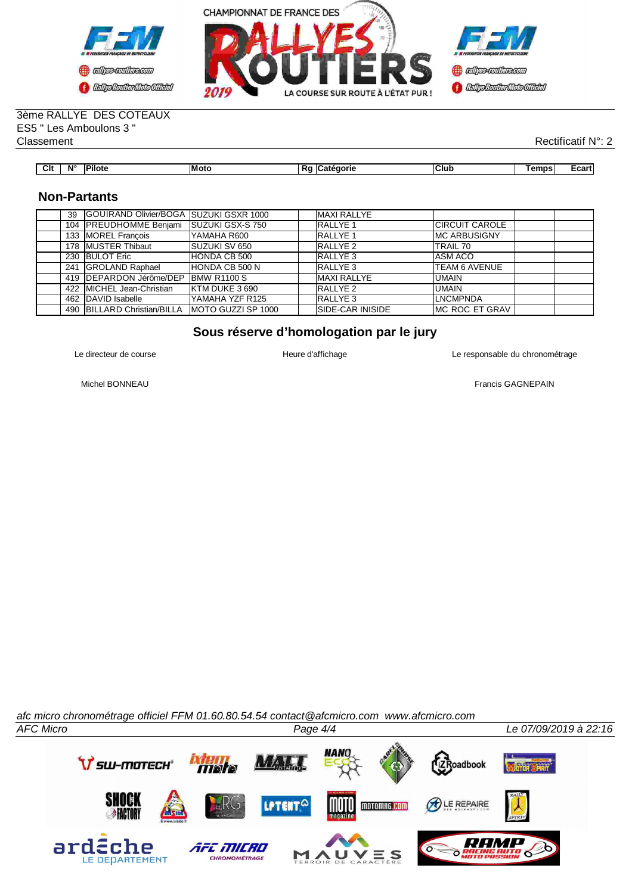3ème RALLYE DES COTEAUX
ES5 " Les Amboulons 3 "
Classement

Rectificatif N°: 2

## Non-Partants

| Clt | N° | Pilote | Moto | Rg | Catégorie | Club | Temps | Ecart |
|---|---|---|---|---|---|---|---|---|
| | 39 | GOUIRAND Olivier/BOGA | SUZUKI GSXR 1000 | | MAXI RALLYE | | | |
| | 104 | PREUDHOMME Benjami | SUZUKI GSX-S 750 | | RALLYE 1 | CIRCUIT CAROLE | | |
| | 133 | MOREL François | YAMAHA R600 | | RALLYE 1 | MC ARBUSIGNY | | |
| | 178 | MUSTER Thibaut | SUZUKI SV 650 | | RALLYE 2 | TRAIL 70 | | |
| | 230 | BULOT Eric | HONDA CB 500 | | RALLYE 3 | ASM ACO | | |
| | 241 | GROLAND Raphael | HONDA CB 500 N | | RALLYE 3 | TEAM 6 AVENUE | | |
| | 419 | DEPARDON Jérôme/DEP | BMW R1100 S | | MAXI RALLYE | UMAIN | | |
| | 422 | MICHEL Jean-Christian | KTM DUKE 3 690 | | RALLYE 2 | UMAIN | | |
| | 462 | DAVID Isabelle | YAMAHA YZF R125 | | RALLYE 3 | LNCMPNDA | | |
| | 490 | BILLARD Christian/BILLA | MOTO GUZZI SP 1000 | | SIDE-CAR INISIDE | MC ROC ET GRAV | | |

**Sous réserve d'homologation par le jury**

Le directeur de course — Heure d'affichage — Le responsable du chronométrage

Michel BONNEAU — Francis GAGNEPAIN

*afc micro chronométrage officiel FFM 01.60.80.54.54 contact@afcmicro.com www.afcmicro.com*

*AFC Micro* — *Le 07/09/2019 à 22:16*